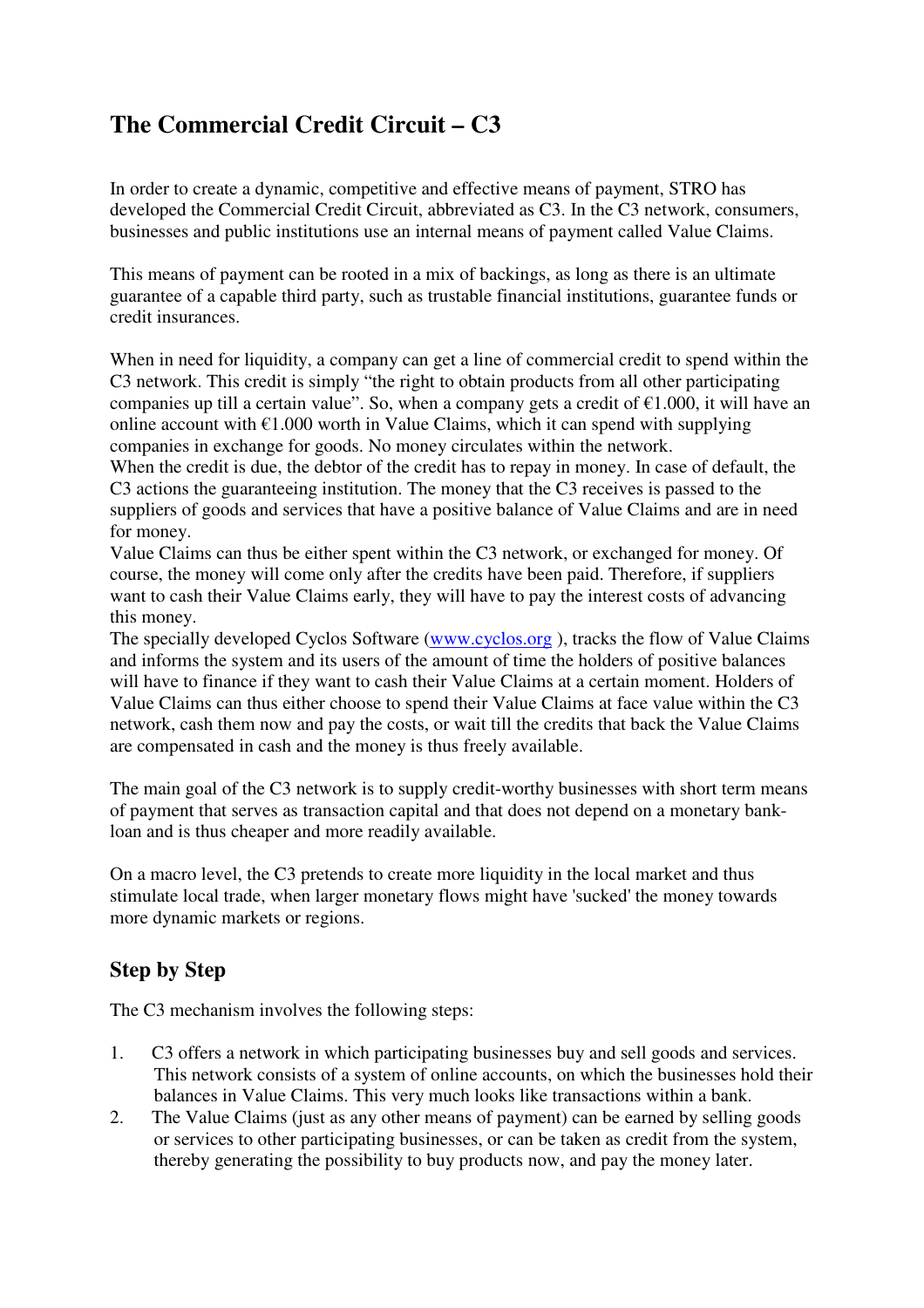# The Commercial Credit Circuit – C3

In order to create a dynamic, competitive and effective means of payment, STRO has developed the Commercial Credit Circuit, abbreviated as C3. In the C3 network, consumers, businesses and public institutions use an internal means of payment called Value Claims.

This means of payment can be rooted in a mix of backings, as long as there is an ultimate guarantee of a capable third party, such as trustable financial institutions, guarantee funds or credit insurances.

When in need for liquidity, a company can get a line of commercial credit to spend within the C3 network. This credit is simply "the right to obtain products from all other participating companies up till a certain value". So, when a company gets a credit of €1.000, it will have an online account with €1.000 worth in Value Claims, which it can spend with supplying companies in exchange for goods. No money circulates within the network.
When the credit is due, the debtor of the credit has to repay in money. In case of default, the C3 actions the guaranteeing institution. The money that the C3 receives is passed to the suppliers of goods and services that have a positive balance of Value Claims and are in need for money.
Value Claims can thus be either spent within the C3 network, or exchanged for money. Of course, the money will come only after the credits have been paid. Therefore, if suppliers want to cash their Value Claims early, they will have to pay the interest costs of advancing this money.
The specially developed Cyclos Software ([www.cyclos.org](www.cyclos.org) ), tracks the flow of Value Claims and informs the system and its users of the amount of time the holders of positive balances will have to finance if they want to cash their Value Claims at a certain moment. Holders of Value Claims can thus either choose to spend their Value Claims at face value within the C3 network, cash them now and pay the costs, or wait till the credits that back the Value Claims are compensated in cash and the money is thus freely available.

The main goal of the C3 network is to supply credit-worthy businesses with short term means of payment that serves as transaction capital and that does not depend on a monetary bank-loan and is thus cheaper and more readily available.

On a macro level, the C3 pretends to create more liquidity in the local market and thus stimulate local trade, when larger monetary flows might have 'sucked' the money towards more dynamic markets or regions.

## Step by Step

The C3 mechanism involves the following steps:

1. C3 offers a network in which participating businesses buy and sell goods and services. This network consists of a system of online accounts, on which the businesses hold their balances in Value Claims. This very much looks like transactions within a bank.
2. The Value Claims (just as any other means of payment) can be earned by selling goods or services to other participating businesses, or can be taken as credit from the system, thereby generating the possibility to buy products now, and pay the money later.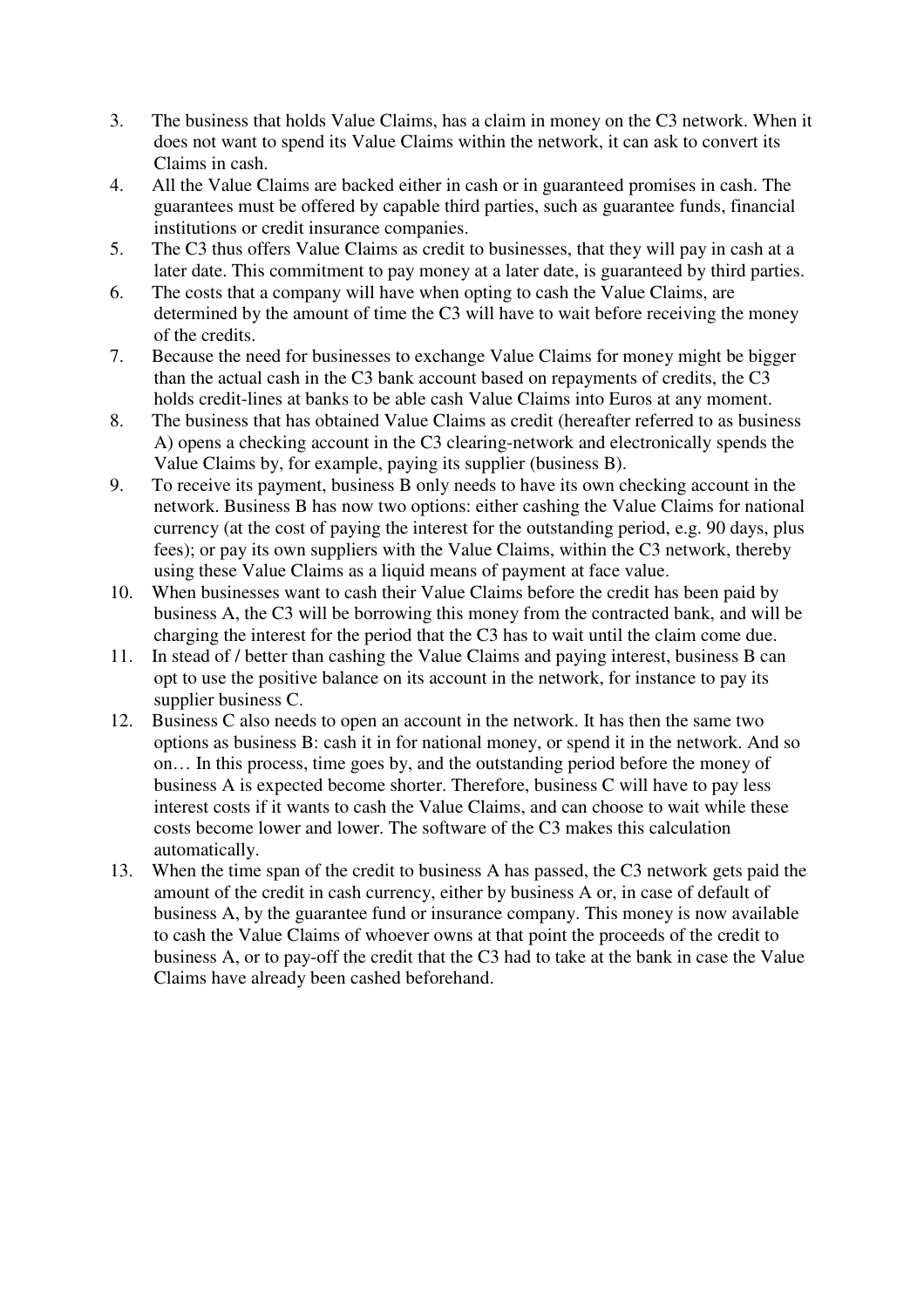3. The business that holds Value Claims, has a claim in money on the C3 network. When it does not want to spend its Value Claims within the network, it can ask to convert its Claims in cash.
4. All the Value Claims are backed either in cash or in guaranteed promises in cash. The guarantees must be offered by capable third parties, such as guarantee funds, financial institutions or credit insurance companies.
5. The C3 thus offers Value Claims as credit to businesses, that they will pay in cash at a later date. This commitment to pay money at a later date, is guaranteed by third parties.
6. The costs that a company will have when opting to cash the Value Claims, are determined by the amount of time the C3 will have to wait before receiving the money of the credits.
7. Because the need for businesses to exchange Value Claims for money might be bigger than the actual cash in the C3 bank account based on repayments of credits, the C3 holds credit-lines at banks to be able cash Value Claims into Euros at any moment.
8. The business that has obtained Value Claims as credit (hereafter referred to as business A) opens a checking account in the C3 clearing-network and electronically spends the Value Claims by, for example, paying its supplier (business B).
9. To receive its payment, business B only needs to have its own checking account in the network. Business B has now two options: either cashing the Value Claims for national currency (at the cost of paying the interest for the outstanding period, e.g. 90 days, plus fees); or pay its own suppliers with the Value Claims, within the C3 network, thereby using these Value Claims as a liquid means of payment at face value.
10. When businesses want to cash their Value Claims before the credit has been paid by business A, the C3 will be borrowing this money from the contracted bank, and will be charging the interest for the period that the C3 has to wait until the claim come due.
11. In stead of / better than cashing the Value Claims and paying interest, business B can opt to use the positive balance on its account in the network, for instance to pay its supplier business C.
12. Business C also needs to open an account in the network. It has then the same two options as business B: cash it in for national money, or spend it in the network. And so on… In this process, time goes by, and the outstanding period before the money of business A is expected become shorter. Therefore, business C will have to pay less interest costs if it wants to cash the Value Claims, and can choose to wait while these costs become lower and lower. The software of the C3 makes this calculation automatically.
13. When the time span of the credit to business A has passed, the C3 network gets paid the amount of the credit in cash currency, either by business A or, in case of default of business A, by the guarantee fund or insurance company. This money is now available to cash the Value Claims of whoever owns at that point the proceeds of the credit to business A, or to pay-off the credit that the C3 had to take at the bank in case the Value Claims have already been cashed beforehand.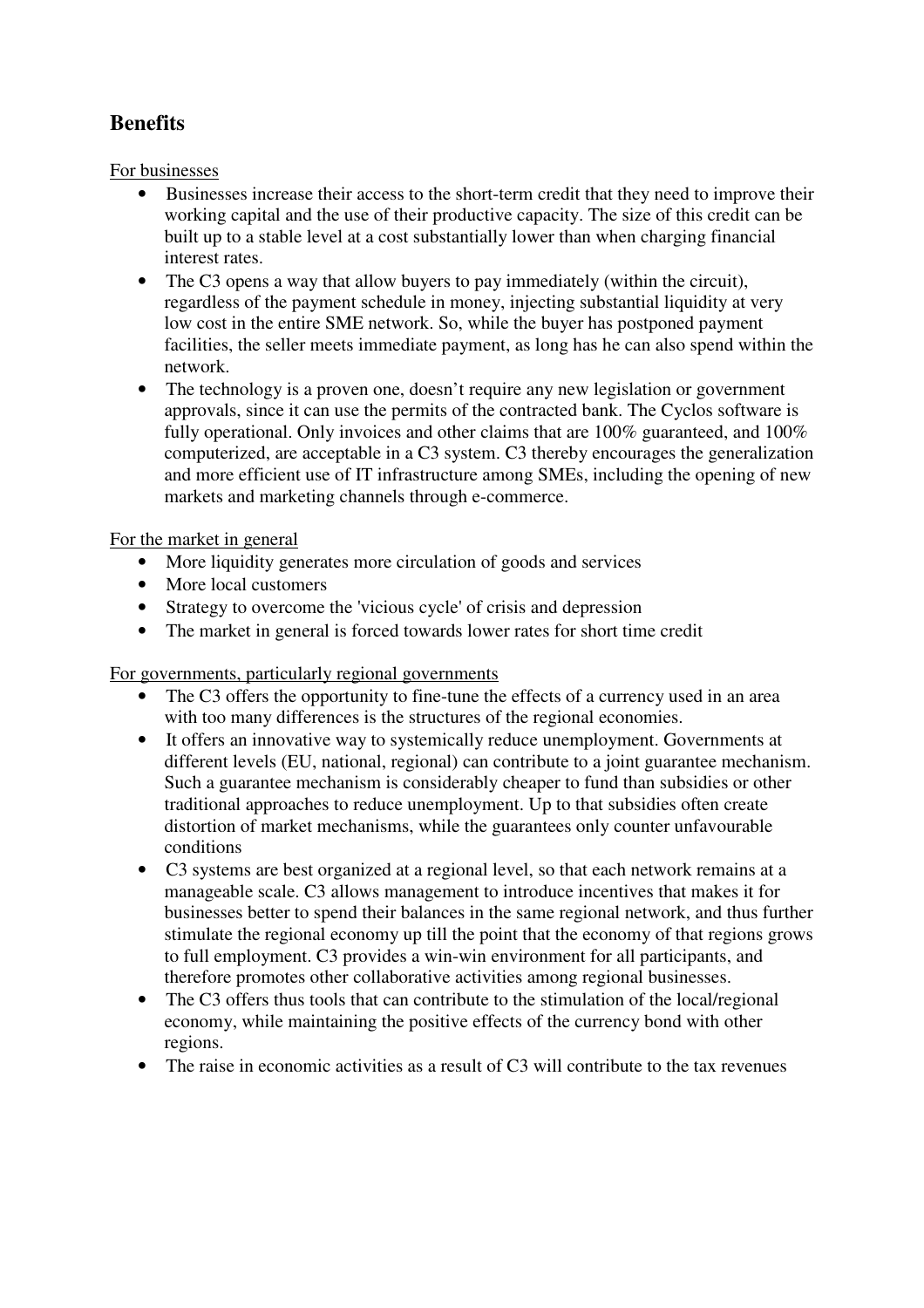## Benefits

<u>For businesses</u>

- Businesses increase their access to the short-term credit that they need to improve their working capital and the use of their productive capacity. The size of this credit can be built up to a stable level at a cost substantially lower than when charging financial interest rates.
- The C3 opens a way that allow buyers to pay immediately (within the circuit), regardless of the payment schedule in money, injecting substantial liquidity at very low cost in the entire SME network. So, while the buyer has postponed payment facilities, the seller meets immediate payment, as long has he can also spend within the network.
- The technology is a proven one, doesn't require any new legislation or government approvals, since it can use the permits of the contracted bank. The Cyclos software is fully operational. Only invoices and other claims that are 100% guaranteed, and 100% computerized, are acceptable in a C3 system. C3 thereby encourages the generalization and more efficient use of IT infrastructure among SMEs, including the opening of new markets and marketing channels through e-commerce.

<u>For the market in general</u>

- More liquidity generates more circulation of goods and services
- More local customers
- Strategy to overcome the 'vicious cycle' of crisis and depression
- The market in general is forced towards lower rates for short time credit

<u>For governments, particularly regional governments</u>

- The C3 offers the opportunity to fine-tune the effects of a currency used in an area with too many differences is the structures of the regional economies.
- It offers an innovative way to systemically reduce unemployment. Governments at different levels (EU, national, regional) can contribute to a joint guarantee mechanism. Such a guarantee mechanism is considerably cheaper to fund than subsidies or other traditional approaches to reduce unemployment. Up to that subsidies often create distortion of market mechanisms, while the guarantees only counter unfavourable conditions
- C3 systems are best organized at a regional level, so that each network remains at a manageable scale. C3 allows management to introduce incentives that makes it for businesses better to spend their balances in the same regional network, and thus further stimulate the regional economy up till the point that the economy of that regions grows to full employment. C3 provides a win-win environment for all participants, and therefore promotes other collaborative activities among regional businesses.
- The C3 offers thus tools that can contribute to the stimulation of the local/regional economy, while maintaining the positive effects of the currency bond with other regions.
- The raise in economic activities as a result of C3 will contribute to the tax revenues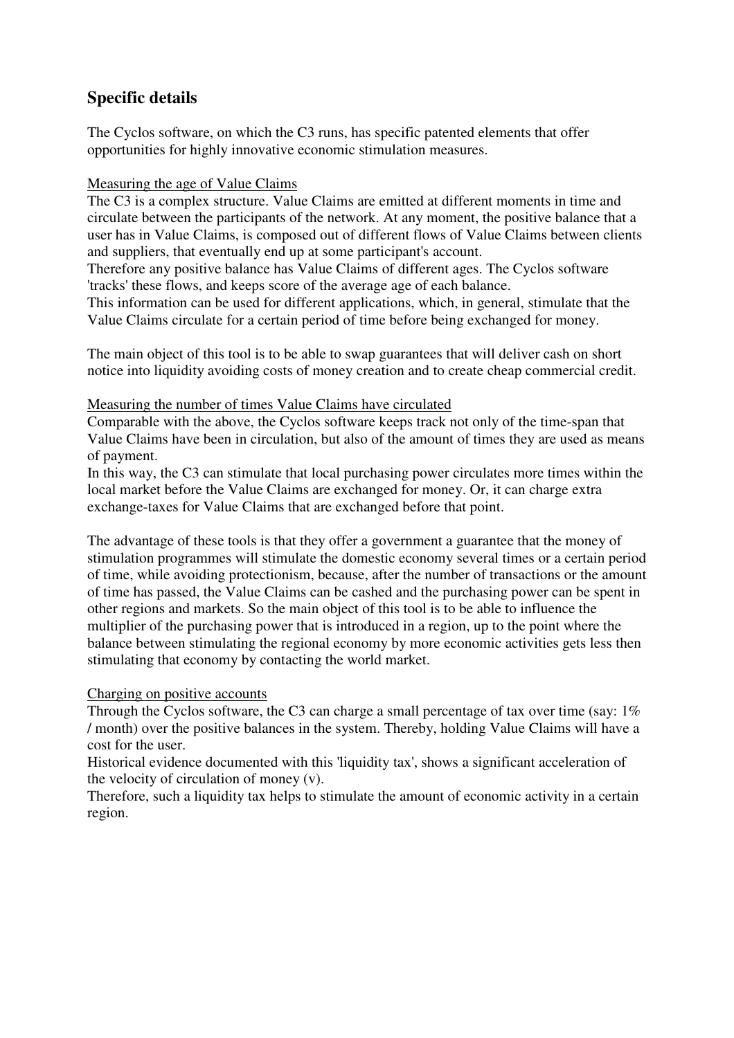## Specific details

The Cyclos software, on which the C3 runs, has specific patented elements that offer opportunities for highly innovative economic stimulation measures.

<u>Measuring the age of Value Claims</u>

The C3 is a complex structure. Value Claims are emitted at different moments in time and circulate between the participants of the network. At any moment, the positive balance that a user has in Value Claims, is composed out of different flows of Value Claims between clients and suppliers, that eventually end up at some participant's account.

Therefore any positive balance has Value Claims of different ages. The Cyclos software 'tracks' these flows, and keeps score of the average age of each balance.

This information can be used for different applications, which, in general, stimulate that the Value Claims circulate for a certain period of time before being exchanged for money.

The main object of this tool is to be able to swap guarantees that will deliver cash on short notice into liquidity avoiding costs of money creation and to create cheap commercial credit.

<u>Measuring the number of times Value Claims have circulated</u>

Comparable with the above, the Cyclos software keeps track not only of the time-span that Value Claims have been in circulation, but also of the amount of times they are used as means of payment.

In this way, the C3 can stimulate that local purchasing power circulates more times within the local market before the Value Claims are exchanged for money. Or, it can charge extra exchange-taxes for Value Claims that are exchanged before that point.

The advantage of these tools is that they offer a government a guarantee that the money of stimulation programmes will stimulate the domestic economy several times or a certain period of time, while avoiding protectionism, because, after the number of transactions or the amount of time has passed, the Value Claims can be cashed and the purchasing power can be spent in other regions and markets. So the main object of this tool is to be able to influence the multiplier of the purchasing power that is introduced in a region, up to the point where the balance between stimulating the regional economy by more economic activities gets less then stimulating that economy by contacting the world market.

<u>Charging on positive accounts</u>

Through the Cyclos software, the C3 can charge a small percentage of tax over time (say: 1% / month) over the positive balances in the system. Thereby, holding Value Claims will have a cost for the user.

Historical evidence documented with this 'liquidity tax', shows a significant acceleration of the velocity of circulation of money (v).

Therefore, such a liquidity tax helps to stimulate the amount of economic activity in a certain region.